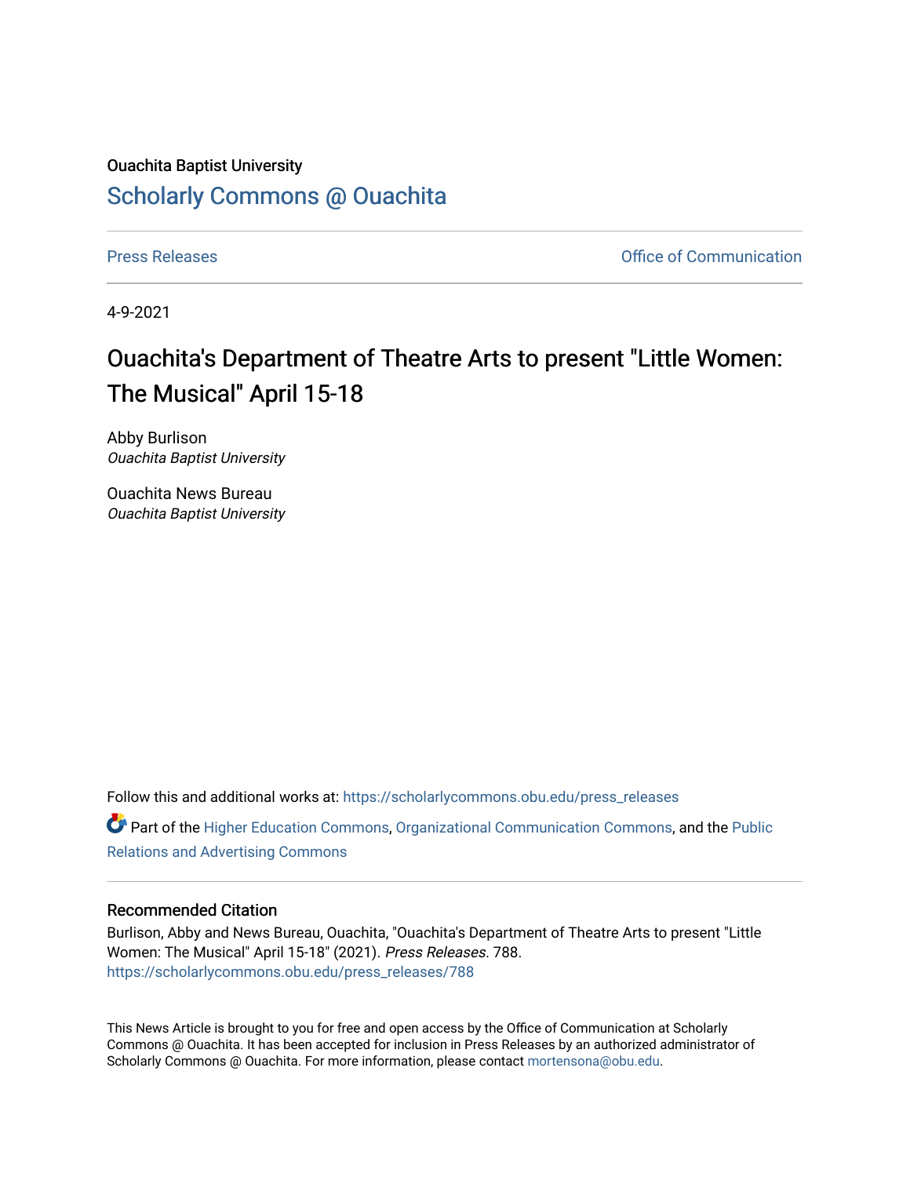Ouachita Baptist University

Scholarly Commons @ Ouachita

Press Releases

Office of Communication

4-9-2021

# Ouachita's Department of Theatre Arts to present "Little Women: The Musical" April 15-18

Abby Burlison
*Ouachita Baptist University*

Ouachita News Bureau
*Ouachita Baptist University*

Follow this and additional works at: https://scholarlycommons.obu.edu/press_releases

Part of the Higher Education Commons, Organizational Communication Commons, and the Public Relations and Advertising Commons

## Recommended Citation

Burlison, Abby and News Bureau, Ouachita, "Ouachita's Department of Theatre Arts to present "Little Women: The Musical" April 15-18" (2021). *Press Releases*. 788.
https://scholarlycommons.obu.edu/press_releases/788

This News Article is brought to you for free and open access by the Office of Communication at Scholarly Commons @ Ouachita. It has been accepted for inclusion in Press Releases by an authorized administrator of Scholarly Commons @ Ouachita. For more information, please contact mortensona@obu.edu.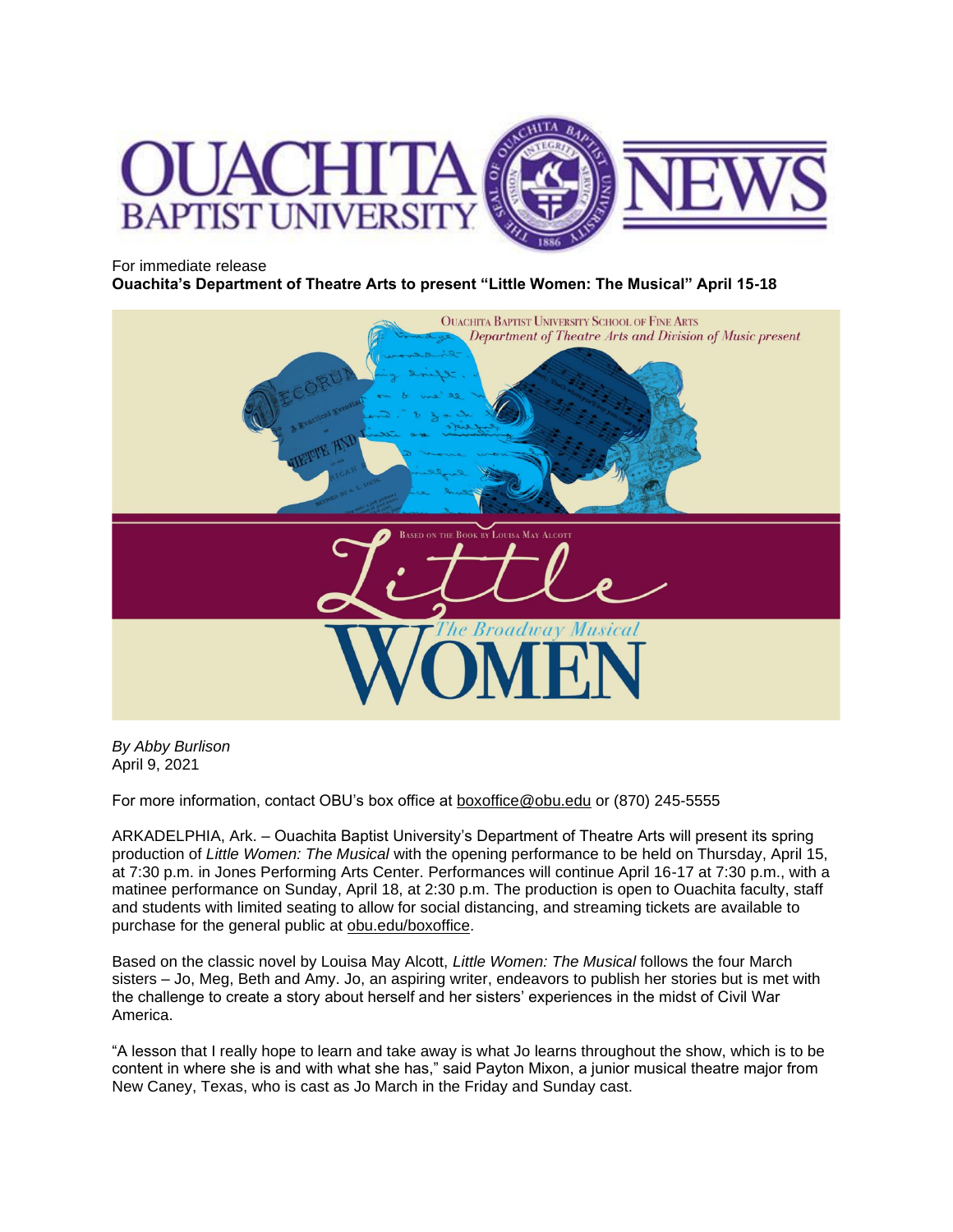For immediate release

**Ouachita's Department of Theatre Arts to present "Little Women: The Musical" April 15-18**

*By Abby Burlison*
April 9, 2021

For more information, contact OBU's box office at boxoffice@obu.edu or (870) 245-5555

ARKADELPHIA, Ark. – Ouachita Baptist University's Department of Theatre Arts will present its spring production of *Little Women: The Musical* with the opening performance to be held on Thursday, April 15, at 7:30 p.m. in Jones Performing Arts Center. Performances will continue April 16-17 at 7:30 p.m., with a matinee performance on Sunday, April 18, at 2:30 p.m. The production is open to Ouachita faculty, staff and students with limited seating to allow for social distancing, and streaming tickets are available to purchase for the general public at obu.edu/boxoffice.

Based on the classic novel by Louisa May Alcott, *Little Women: The Musical* follows the four March sisters – Jo, Meg, Beth and Amy. Jo, an aspiring writer, endeavors to publish her stories but is met with the challenge to create a story about herself and her sisters' experiences in the midst of Civil War America.

"A lesson that I really hope to learn and take away is what Jo learns throughout the show, which is to be content in where she is and with what she has," said Payton Mixon, a junior musical theatre major from New Caney, Texas, who is cast as Jo March in the Friday and Sunday cast.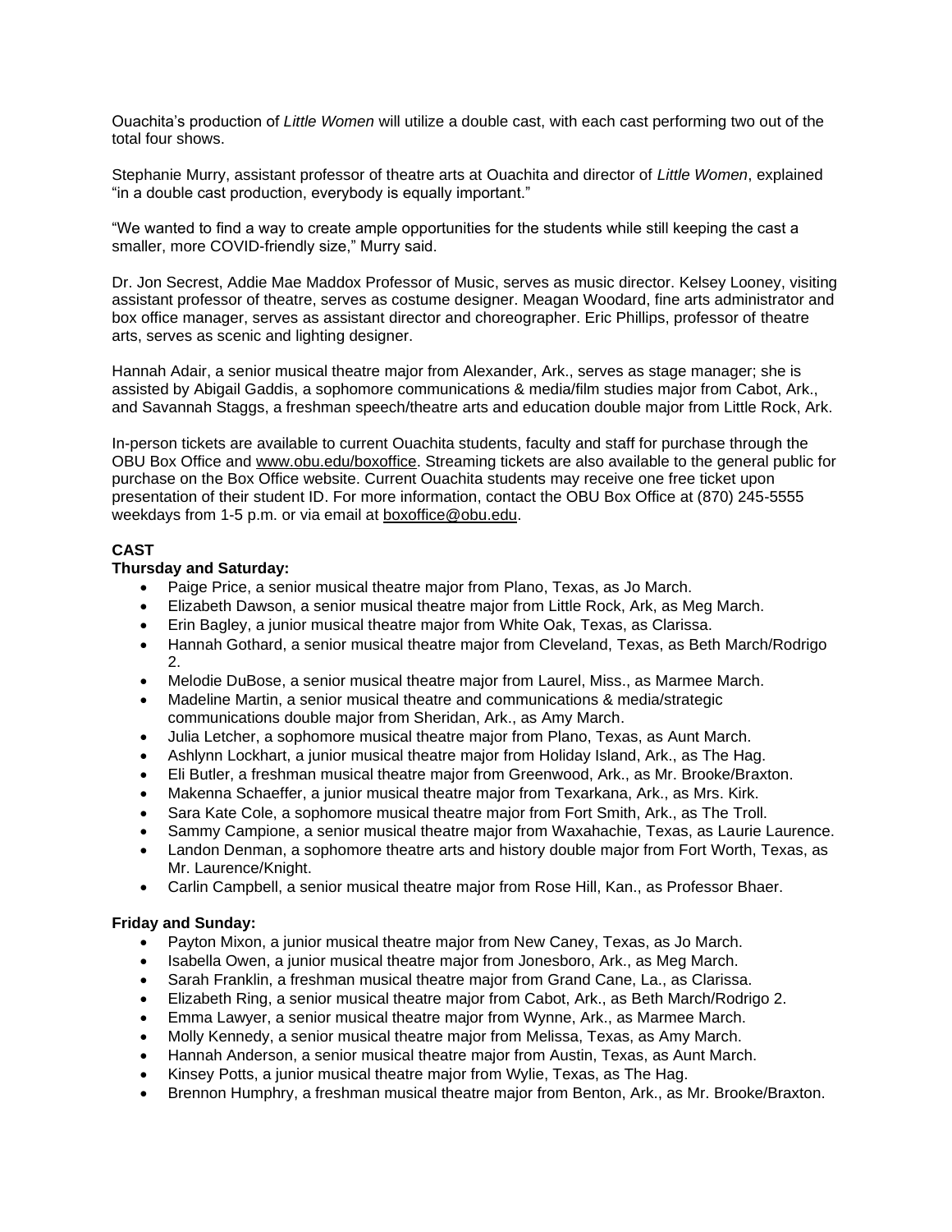Ouachita's production of *Little Women* will utilize a double cast, with each cast performing two out of the total four shows.

Stephanie Murry, assistant professor of theatre arts at Ouachita and director of *Little Women*, explained "in a double cast production, everybody is equally important."

"We wanted to find a way to create ample opportunities for the students while still keeping the cast a smaller, more COVID-friendly size," Murry said.

Dr. Jon Secrest, Addie Mae Maddox Professor of Music, serves as music director. Kelsey Looney, visiting assistant professor of theatre, serves as costume designer. Meagan Woodard, fine arts administrator and box office manager, serves as assistant director and choreographer. Eric Phillips, professor of theatre arts, serves as scenic and lighting designer.

Hannah Adair, a senior musical theatre major from Alexander, Ark., serves as stage manager; she is assisted by Abigail Gaddis, a sophomore communications & media/film studies major from Cabot, Ark., and Savannah Staggs, a freshman speech/theatre arts and education double major from Little Rock, Ark.

In-person tickets are available to current Ouachita students, faculty and staff for purchase through the OBU Box Office and www.obu.edu/boxoffice. Streaming tickets are also available to the general public for purchase on the Box Office website. Current Ouachita students may receive one free ticket upon presentation of their student ID. For more information, contact the OBU Box Office at (870) 245-5555 weekdays from 1-5 p.m. or via email at boxoffice@obu.edu.

**CAST**

**Thursday and Saturday:**

- Paige Price, a senior musical theatre major from Plano, Texas, as Jo March.
- Elizabeth Dawson, a senior musical theatre major from Little Rock, Ark, as Meg March.
- Erin Bagley, a junior musical theatre major from White Oak, Texas, as Clarissa.
- Hannah Gothard, a senior musical theatre major from Cleveland, Texas, as Beth March/Rodrigo 2.
- Melodie DuBose, a senior musical theatre major from Laurel, Miss., as Marmee March.
- Madeline Martin, a senior musical theatre and communications & media/strategic communications double major from Sheridan, Ark., as Amy March.
- Julia Letcher, a sophomore musical theatre major from Plano, Texas, as Aunt March.
- Ashlynn Lockhart, a junior musical theatre major from Holiday Island, Ark., as The Hag.
- Eli Butler, a freshman musical theatre major from Greenwood, Ark., as Mr. Brooke/Braxton.
- Makenna Schaeffer, a junior musical theatre major from Texarkana, Ark., as Mrs. Kirk.
- Sara Kate Cole, a sophomore musical theatre major from Fort Smith, Ark., as The Troll.
- Sammy Campione, a senior musical theatre major from Waxahachie, Texas, as Laurie Laurence.
- Landon Denman, a sophomore theatre arts and history double major from Fort Worth, Texas, as Mr. Laurence/Knight.
- Carlin Campbell, a senior musical theatre major from Rose Hill, Kan., as Professor Bhaer.

**Friday and Sunday:**

- Payton Mixon, a junior musical theatre major from New Caney, Texas, as Jo March.
- Isabella Owen, a junior musical theatre major from Jonesboro, Ark., as Meg March.
- Sarah Franklin, a freshman musical theatre major from Grand Cane, La., as Clarissa.
- Elizabeth Ring, a senior musical theatre major from Cabot, Ark., as Beth March/Rodrigo 2.
- Emma Lawyer, a senior musical theatre major from Wynne, Ark., as Marmee March.
- Molly Kennedy, a senior musical theatre major from Melissa, Texas, as Amy March.
- Hannah Anderson, a senior musical theatre major from Austin, Texas, as Aunt March.
- Kinsey Potts, a junior musical theatre major from Wylie, Texas, as The Hag.
- Brennon Humphry, a freshman musical theatre major from Benton, Ark., as Mr. Brooke/Braxton.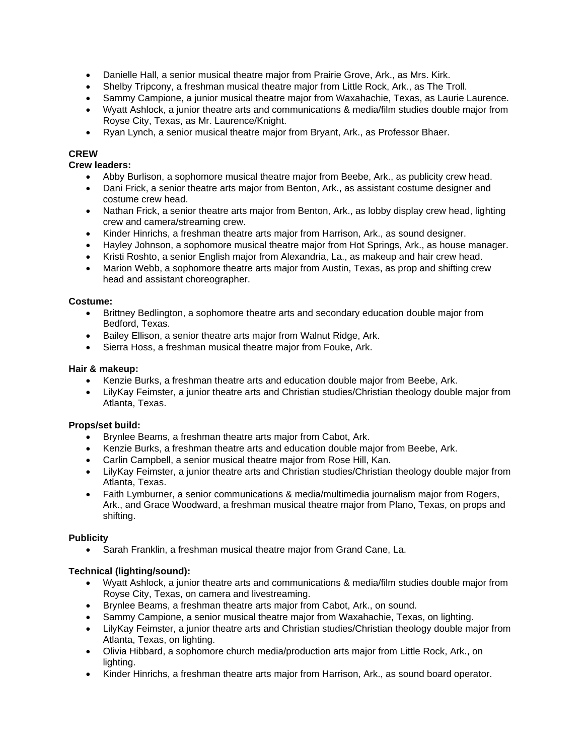- Danielle Hall, a senior musical theatre major from Prairie Grove, Ark., as Mrs. Kirk.
- Shelby Tripcony, a freshman musical theatre major from Little Rock, Ark., as The Troll.
- Sammy Campione, a junior musical theatre major from Waxahachie, Texas, as Laurie Laurence.
- Wyatt Ashlock, a junior theatre arts and communications & media/film studies double major from Royse City, Texas, as Mr. Laurence/Knight.
- Ryan Lynch, a senior musical theatre major from Bryant, Ark., as Professor Bhaer.

**CREW**

**Crew leaders:**

- Abby Burlison, a sophomore musical theatre major from Beebe, Ark., as publicity crew head.
- Dani Frick, a senior theatre arts major from Benton, Ark., as assistant costume designer and costume crew head.
- Nathan Frick, a senior theatre arts major from Benton, Ark., as lobby display crew head, lighting crew and camera/streaming crew.
- Kinder Hinrichs, a freshman theatre arts major from Harrison, Ark., as sound designer.
- Hayley Johnson, a sophomore musical theatre major from Hot Springs, Ark., as house manager.
- Kristi Roshto, a senior English major from Alexandria, La., as makeup and hair crew head.
- Marion Webb, a sophomore theatre arts major from Austin, Texas, as prop and shifting crew head and assistant choreographer.

**Costume:**

- Brittney Bedlington, a sophomore theatre arts and secondary education double major from Bedford, Texas.
- Bailey Ellison, a senior theatre arts major from Walnut Ridge, Ark.
- Sierra Hoss, a freshman musical theatre major from Fouke, Ark.

**Hair & makeup:**

- Kenzie Burks, a freshman theatre arts and education double major from Beebe, Ark.
- LilyKay Feimster, a junior theatre arts and Christian studies/Christian theology double major from Atlanta, Texas.

**Props/set build:**

- Brynlee Beams, a freshman theatre arts major from Cabot, Ark.
- Kenzie Burks, a freshman theatre arts and education double major from Beebe, Ark.
- Carlin Campbell, a senior musical theatre major from Rose Hill, Kan.
- LilyKay Feimster, a junior theatre arts and Christian studies/Christian theology double major from Atlanta, Texas.
- Faith Lymburner, a senior communications & media/multimedia journalism major from Rogers, Ark., and Grace Woodward, a freshman musical theatre major from Plano, Texas, on props and shifting.

**Publicity**

- Sarah Franklin, a freshman musical theatre major from Grand Cane, La.

**Technical (lighting/sound):**

- Wyatt Ashlock, a junior theatre arts and communications & media/film studies double major from Royse City, Texas, on camera and livestreaming.
- Brynlee Beams, a freshman theatre arts major from Cabot, Ark., on sound.
- Sammy Campione, a senior musical theatre major from Waxahachie, Texas, on lighting.
- LilyKay Feimster, a junior theatre arts and Christian studies/Christian theology double major from Atlanta, Texas, on lighting.
- Olivia Hibbard, a sophomore church media/production arts major from Little Rock, Ark., on lighting.
- Kinder Hinrichs, a freshman theatre arts major from Harrison, Ark., as sound board operator.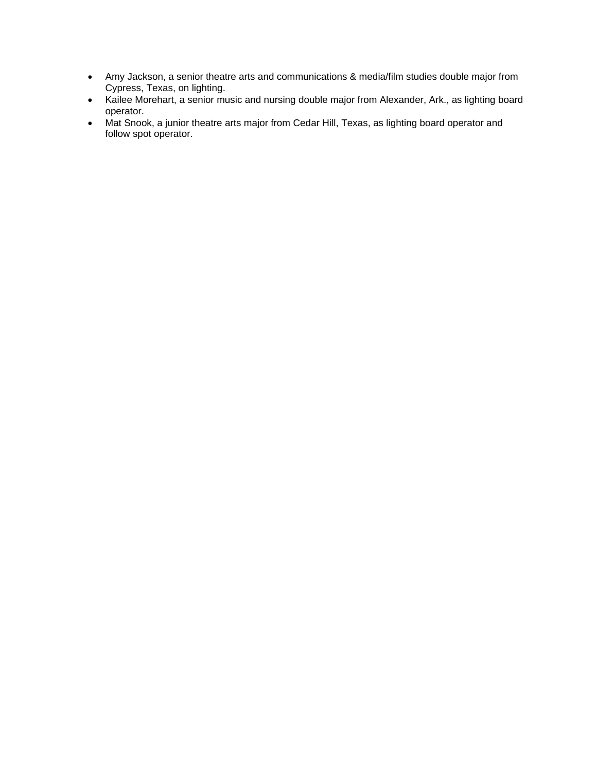- Amy Jackson, a senior theatre arts and communications & media/film studies double major from Cypress, Texas, on lighting.
- Kailee Morehart, a senior music and nursing double major from Alexander, Ark., as lighting board operator.
- Mat Snook, a junior theatre arts major from Cedar Hill, Texas, as lighting board operator and follow spot operator.